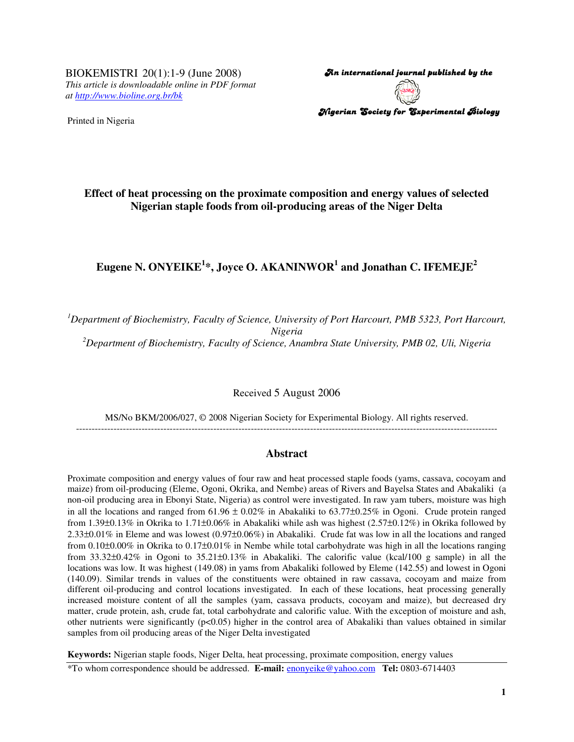BIOKEMISTRI 20(1):1-9 (June 2008)
*This article is downloadable online in PDF format at http://www.bioline.org.br/bk*

Printed in Nigeria

*An international journal published by the Nigerian Society for Experimental Biology*

# Effect of heat processing on the proximate composition and energy values of selected Nigerian staple foods from oil-producing areas of the Niger Delta

**Eugene N. ONYEIKE[1]*, Joyce O. AKANINWOR[1] and Jonathan C. IFEMEJE[2]**

[1]*Department of Biochemistry, Faculty of Science, University of Port Harcourt, PMB 5323, Port Harcourt, Nigeria*

[2]*Department of Biochemistry, Faculty of Science, Anambra State University, PMB 02, Uli, Nigeria*

Received 5 August 2006

MS/No BKM/2006/027, © 2008 Nigerian Society for Experimental Biology. All rights reserved.

---

## Abstract

Proximate composition and energy values of four raw and heat processed staple foods (yams, cassava, cocoyam and maize) from oil-producing (Eleme, Ogoni, Okrika, and Nembe) areas of Rivers and Bayelsa States and Abakaliki (a non-oil producing area in Ebonyi State, Nigeria) as control were investigated. In raw yam tubers, moisture was high in all the locations and ranged from 61.96 ± 0.02% in Abakaliki to 63.77±0.25% in Ogoni. Crude protein ranged from 1.39±0.13% in Okrika to 1.71±0.06% in Abakaliki while ash was highest (2.57±0.12%) in Okrika followed by 2.33±0.01% in Eleme and was lowest (0.97±0.06%) in Abakaliki. Crude fat was low in all the locations and ranged from 0.10±0.00% in Okrika to 0.17±0.01% in Nembe while total carbohydrate was high in all the locations ranging from 33.32±0.42% in Ogoni to 35.21±0.13% in Abakaliki. The calorific value (kcal/100 g sample) in all the locations was low. It was highest (149.08) in yams from Abakaliki followed by Eleme (142.55) and lowest in Ogoni (140.09). Similar trends in values of the constituents were obtained in raw cassava, cocoyam and maize from different oil-producing and control locations investigated. In each of these locations, heat processing generally increased moisture content of all the samples (yam, cassava products, cocoyam and maize), but decreased dry matter, crude protein, ash, crude fat, total carbohydrate and calorific value. With the exception of moisture and ash, other nutrients were significantly ($p<0.05$) higher in the control area of Abakaliki than values obtained in similar samples from oil producing areas of the Niger Delta investigated

**Keywords:** Nigerian staple foods, Niger Delta, heat processing, proximate composition, energy values

---

*To whom correspondence should be addressed. **E-mail:** enonyeike@yahoo.com **Tel:** 0803-6714403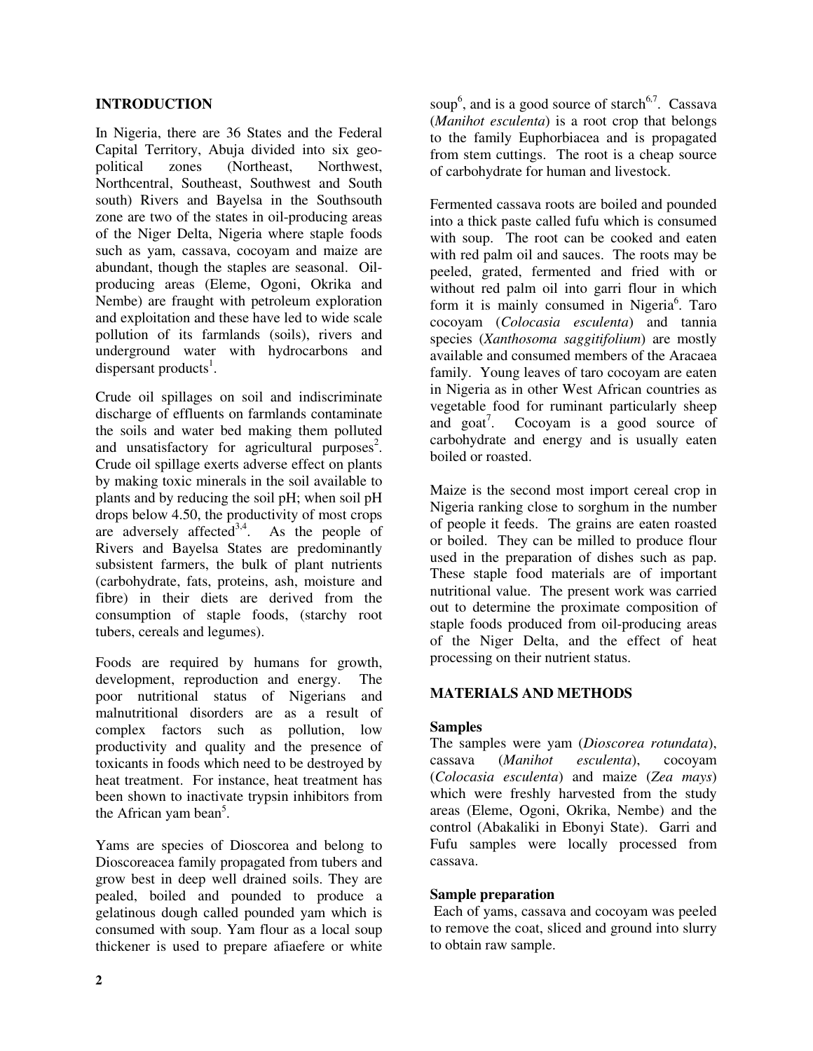## INTRODUCTION

In Nigeria, there are 36 States and the Federal Capital Territory, Abuja divided into six geo-political zones (Northeast, Northwest, Northcentral, Southeast, Southwest and South south) Rivers and Bayelsa in the Southsouth zone are two of the states in oil-producing areas of the Niger Delta, Nigeria where staple foods such as yam, cassava, cocoyam and maize are abundant, though the staples are seasonal. Oil-producing areas (Eleme, Ogoni, Okrika and Nembe) are fraught with petroleum exploration and exploitation and these have led to wide scale pollution of its farmlands (soils), rivers and underground water with hydrocarbons and dispersant products[1].

Crude oil spillages on soil and indiscriminate discharge of effluents on farmlands contaminate the soils and water bed making them polluted and unsatisfactory for agricultural purposes[2]. Crude oil spillage exerts adverse effect on plants by making toxic minerals in the soil available to plants and by reducing the soil pH; when soil pH drops below 4.50, the productivity of most crops are adversely affected[3,4]. As the people of Rivers and Bayelsa States are predominantly subsistent farmers, the bulk of plant nutrients (carbohydrate, fats, proteins, ash, moisture and fibre) in their diets are derived from the consumption of staple foods, (starchy root tubers, cereals and legumes).

Foods are required by humans for growth, development, reproduction and energy. The poor nutritional status of Nigerians and malnutritional disorders are as a result of complex factors such as pollution, low productivity and quality and the presence of toxicants in foods which need to be destroyed by heat treatment. For instance, heat treatment has been shown to inactivate trypsin inhibitors from the African yam bean[5].

Yams are species of Dioscorea and belong to Dioscoreacea family propagated from tubers and grow best in deep well drained soils. They are pealed, boiled and pounded to produce a gelatinous dough called pounded yam which is consumed with soup. Yam flour as a local soup thickener is used to prepare afiaefere or white soup[6], and is a good source of starch[6,7]. Cassava (*Manihot esculenta*) is a root crop that belongs to the family Euphorbiacea and is propagated from stem cuttings. The root is a cheap source of carbohydrate for human and livestock.

Fermented cassava roots are boiled and pounded into a thick paste called fufu which is consumed with soup. The root can be cooked and eaten with red palm oil and sauces. The roots may be peeled, grated, fermented and fried with or without red palm oil into garri flour in which form it is mainly consumed in Nigeria[6]. Taro cocoyam (*Colocasia esculenta*) and tannia species (*Xanthosoma saggitifolium*) are mostly available and consumed members of the Aracaea family. Young leaves of taro cocoyam are eaten in Nigeria as in other West African countries as vegetable food for ruminant particularly sheep and goat[7]. Cocoyam is a good source of carbohydrate and energy and is usually eaten boiled or roasted.

Maize is the second most import cereal crop in Nigeria ranking close to sorghum in the number of people it feeds. The grains are eaten roasted or boiled. They can be milled to produce flour used in the preparation of dishes such as pap. These staple food materials are of important nutritional value. The present work was carried out to determine the proximate composition of staple foods produced from oil-producing areas of the Niger Delta, and the effect of heat processing on their nutrient status.

## MATERIALS AND METHODS

### Samples

The samples were yam (*Dioscorea rotundata*), cassava (*Manihot esculenta*), cocoyam (*Colocasia esculenta*) and maize (*Zea mays*) which were freshly harvested from the study areas (Eleme, Ogoni, Okrika, Nembe) and the control (Abakaliki in Ebonyi State). Garri and Fufu samples were locally processed from cassava.

### Sample preparation

Each of yams, cassava and cocoyam was peeled to remove the coat, sliced and ground into slurry to obtain raw sample.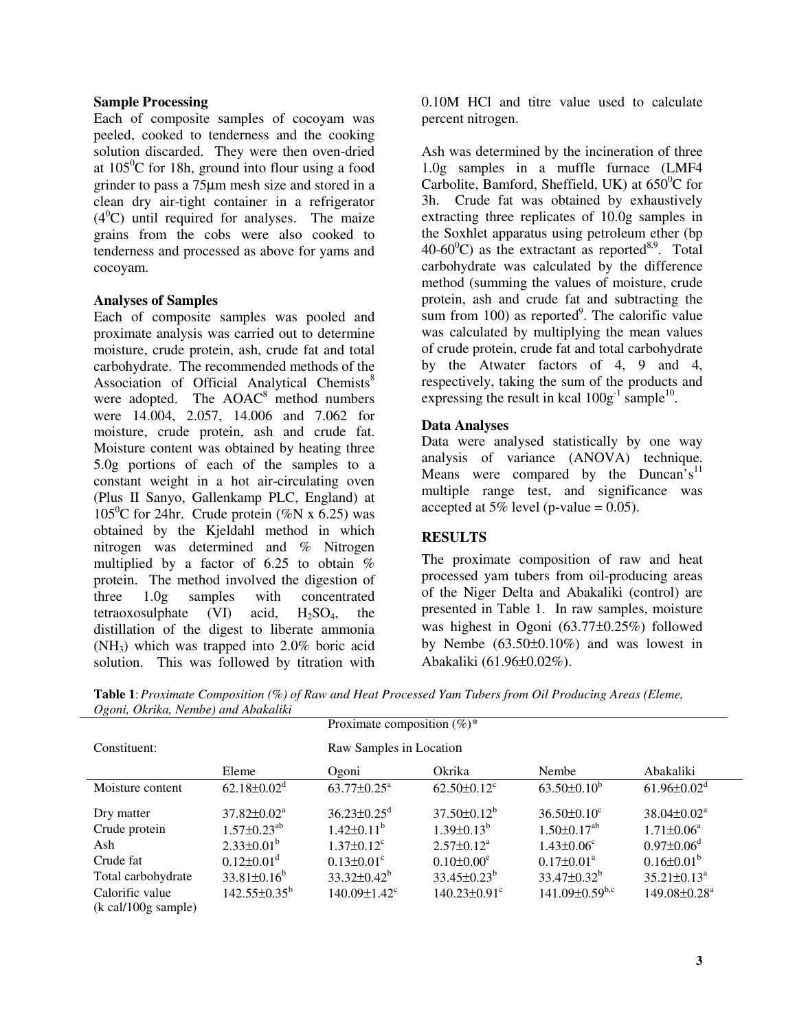### Sample Processing

Each of composite samples of cocoyam was peeled, cooked to tenderness and the cooking solution discarded. They were then oven-dried at $105^0$C for 18h, ground into flour using a food grinder to pass a 75μm mesh size and stored in a clean dry air-tight container in a refrigerator ($4^0$C) until required for analyses. The maize grains from the cobs were also cooked to tenderness and processed as above for yams and cocoyam.

### Analyses of Samples

Each of composite samples was pooled and proximate analysis was carried out to determine moisture, crude protein, ash, crude fat and total carbohydrate. The recommended methods of the Association of Official Analytical Chemists[8] were adopted. The AOAC[8] method numbers were 14.004, 2.057, 14.006 and 7.062 for moisture, crude protein, ash and crude fat. Moisture content was obtained by heating three 5.0g portions of each of the samples to a constant weight in a hot air-circulating oven (Plus II Sanyo, Gallenkamp PLC, England) at $105^0$C for 24hr. Crude protein (%N x 6.25) was obtained by the Kjeldahl method in which nitrogen was determined and % Nitrogen multiplied by a factor of 6.25 to obtain % protein. The method involved the digestion of three 1.0g samples with concentrated tetraoxosulphate (VI) acid, $H_2SO_4$, the distillation of the digest to liberate ammonia ($NH_3$) which was trapped into 2.0% boric acid solution. This was followed by titration with 0.10M HCl and titre value used to calculate percent nitrogen.

Ash was determined by the incineration of three 1.0g samples in a muffle furnace (LMF4 Carbolite, Bamford, Sheffield, UK) at $650^0$C for 3h. Crude fat was obtained by exhaustively extracting three replicates of 10.0g samples in the Soxhlet apparatus using petroleum ether (bp 40-$60^0$C) as the extractant as reported[8,9]. Total carbohydrate was calculated by the difference method (summing the values of moisture, crude protein, ash and crude fat and subtracting the sum from 100) as reported[9]. The calorific value was calculated by multiplying the mean values of crude protein, crude fat and total carbohydrate by the Atwater factors of 4, 9 and 4, respectively, taking the sum of the products and expressing the result in kcal $100g^{-1}$ sample[10].

### Data Analyses

Data were analysed statistically by one way analysis of variance (ANOVA) technique. Means were compared by the Duncan's[11] multiple range test, and significance was accepted at 5% level (p-value = 0.05).

## RESULTS

The proximate composition of raw and heat processed yam tubers from oil-producing areas of the Niger Delta and Abakaliki (control) are presented in Table 1. In raw samples, moisture was highest in Ogoni (63.77±0.25%) followed by Nembe (63.50±0.10%) and was lowest in Abakaliki (61.96±0.02%).

**Table 1**: *Proximate Composition (%) of Raw and Heat Processed Yam Tubers from Oil Producing Areas (Eleme, Ogoni, Okrika, Nembe) and Abakaliki*

| Constituent: | Proximate composition (%)* Raw Samples in Location | | | | |
|---|---|---|---|---|---|
| | Eleme | Ogoni | Okrika | Nembe | Abakaliki |
| Moisture content | 62.18±0.02$^{d}$ | 63.77±0.25$^{a}$ | 62.50±0.12$^{c}$ | 63.50±0.10$^{b}$ | 61.96±0.02$^{d}$ |
| Dry matter | 37.82±0.02$^{a}$ | 36.23±0.25$^{d}$ | 37.50±0.12$^{b}$ | 36.50±0.10$^{c}$ | 38.04±0.02$^{a}$ |
| Crude protein | 1.57±0.23$^{ab}$ | 1.42±0.11$^{b}$ | 1.39±0.13$^{b}$ | 1.50±0.17$^{ab}$ | 1.71±0.06$^{a}$ |
| Ash | 2.33±0.01$^{b}$ | 1.37±0.12$^{c}$ | 2.57±0.12$^{a}$ | 1.43±0.06$^{c}$ | 0.97±0.06$^{d}$ |
| Crude fat | 0.12±0.01$^{d}$ | 0.13±0.01$^{c}$ | 0.10±0.00$^{e}$ | 0.17±0.01$^{a}$ | 0.16±0.01$^{b}$ |
| Total carbohydrate | 33.81±0.16$^{b}$ | 33.32±0.42$^{b}$ | 33.45±0.23$^{b}$ | 33.47±0.32$^{b}$ | 35.21±0.13$^{a}$ |
| Calorific value (k cal/100g sample) | 142.55±0.35$^{b}$ | 140.09±1.42$^{c}$ | 140.23±0.91$^{c}$ | 141.09±0.59$^{b,c}$ | 149.08±0.28$^{a}$ |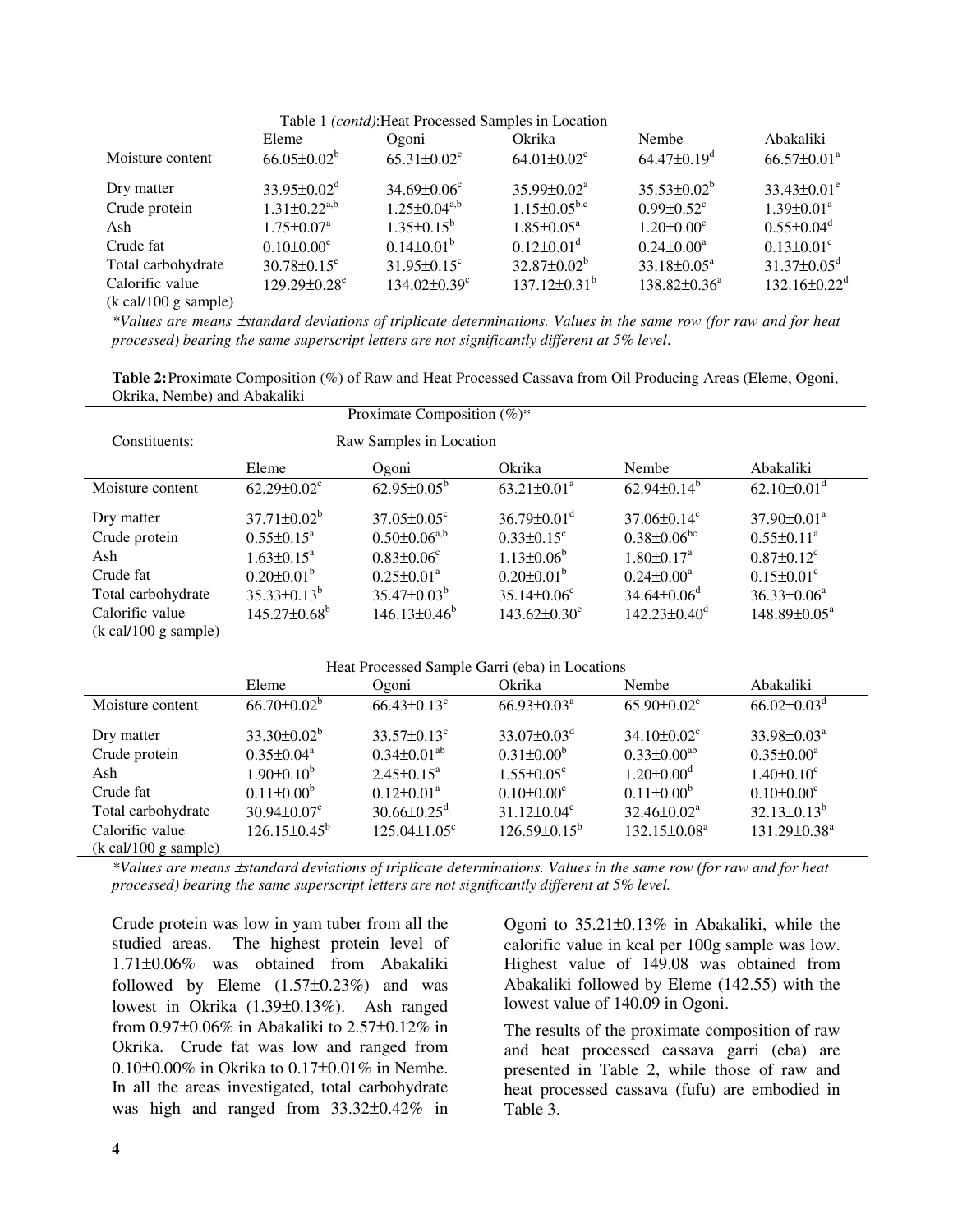Table 1 *(contd)*: Heat Processed Samples in Location

| | Eleme | Ogoni | Okrika | Nembe | Abakaliki |
|---|---|---|---|---|---|
| Moisture content | 66.05±0.02[b] | 65.31±0.02[c] | 64.01±0.02[e] | 64.47±0.19[d] | 66.57±0.01[a] |
| Dry matter | 33.95±0.02[d] | 34.69±0.06[c] | 35.99±0.02[a] | 35.53±0.02[b] | 33.43±0.01[e] |
| Crude protein | 1.31±0.22[a,b] | 1.25±0.04[a,b] | 1.15±0.05[b,c] | 0.99±0.52[c] | 1.39±0.01[a] |
| Ash | 1.75±0.07[a] | 1.35±0.15[b] | 1.85±0.05[a] | 1.20±0.00[c] | 0.55±0.04[d] |
| Crude fat | 0.10±0.00[e] | 0.14±0.01[b] | 0.12±0.01[d] | 0.24±0.00[a] | 0.13±0.01[c] |
| Total carbohydrate | 30.78±0.15[e] | 31.95±0.15[c] | 32.87±0.02[b] | 33.18±0.05[a] | 31.37±0.05[d] |
| Calorific value (k cal/100 g sample) | 129.29±0.28[e] | 134.02±0.39[c] | 137.12±0.31[b] | 138.82±0.36[a] | 132.16±0.22[d] |

*\*Values are means ±standard deviations of triplicate determinations. Values in the same row (for raw and for heat processed) bearing the same superscript letters are not significantly different at 5% level.*

**Table 2:** Proximate Composition (%) of Raw and Heat Processed Cassava from Oil Producing Areas (Eleme, Ogoni, Okrika, Nembe) and Abakaliki

| Constituents: | Proximate Composition (%)* | | | | |
|---|---|---|---|---|---|
| | Raw Samples in Location | | | | |
| | Eleme | Ogoni | Okrika | Nembe | Abakaliki |
| Moisture content | 62.29±0.02[c] | 62.95±0.05[b] | 63.21±0.01[a] | 62.94±0.14[b] | 62.10±0.01[d] |
| Dry matter | 37.71±0.02[b] | 37.05±0.05[c] | 36.79±0.01[d] | 37.06±0.14[c] | 37.90±0.01[a] |
| Crude protein | 0.55±0.15[a] | 0.50±0.06[a,b] | 0.33±0.15[c] | 0.38±0.06[bc] | 0.55±0.11[a] |
| Ash | 1.63±0.15[a] | 0.83±0.06[c] | 1.13±0.06[b] | 1.80±0.17[a] | 0.87±0.12[c] |
| Crude fat | 0.20±0.01[b] | 0.25±0.01[a] | 0.20±0.01[b] | 0.24±0.00[a] | 0.15±0.01[c] |
| Total carbohydrate | 35.33±0.13[b] | 35.47±0.03[b] | 35.14±0.06[c] | 34.64±0.06[d] | 36.33±0.06[a] |
| Calorific value (k cal/100 g sample) | 145.27±0.68[b] | 146.13±0.46[b] | 143.62±0.30[c] | 142.23±0.40[d] | 148.89±0.05[a] |
| | Heat Processed Sample Garri (eba) in Locations | | | | |
| | Eleme | Ogoni | Okrika | Nembe | Abakaliki |
| Moisture content | 66.70±0.02[b] | 66.43±0.13[c] | 66.93±0.03[a] | 65.90±0.02[e] | 66.02±0.03[d] |
| Dry matter | 33.30±0.02[b] | 33.57±0.13[c] | 33.07±0.03[d] | 34.10±0.02[c] | 33.98±0.03[a] |
| Crude protein | 0.35±0.04[a] | 0.34±0.01[ab] | 0.31±0.00[b] | 0.33±0.00[ab] | 0.35±0.00[a] |
| Ash | 1.90±0.10[b] | 2.45±0.15[a] | 1.55±0.05[c] | 1.20±0.00[d] | 1.40±0.10[c] |
| Crude fat | 0.11±0.00[b] | 0.12±0.01[a] | 0.10±0.00[c] | 0.11±0.00[b] | 0.10±0.00[c] |
| Total carbohydrate | 30.94±0.07[c] | 30.66±0.25[d] | 31.12±0.04[c] | 32.46±0.02[a] | 32.13±0.13[b] |
| Calorific value (k cal/100 g sample) | 126.15±0.45[b] | 125.04±1.05[c] | 126.59±0.15[b] | 132.15±0.08[a] | 131.29±0.38[a] |

*\*Values are means ±standard deviations of triplicate determinations. Values in the same row (for raw and for heat processed) bearing the same superscript letters are not significantly different at 5% level.*

Crude protein was low in yam tuber from all the studied areas. The highest protein level of 1.71±0.06% was obtained from Abakaliki followed by Eleme (1.57±0.23%) and was lowest in Okrika (1.39±0.13%). Ash ranged from 0.97±0.06% in Abakaliki to 2.57±0.12% in Okrika. Crude fat was low and ranged from 0.10±0.00% in Okrika to 0.17±0.01% in Nembe. In all the areas investigated, total carbohydrate was high and ranged from 33.32±0.42% in Ogoni to 35.21±0.13% in Abakaliki, while the calorific value in kcal per 100g sample was low. Highest value of 149.08 was obtained from Abakaliki followed by Eleme (142.55) with the lowest value of 140.09 in Ogoni.

The results of the proximate composition of raw and heat processed cassava garri (eba) are presented in Table 2, while those of raw and heat processed cassava (fufu) are embodied in Table 3.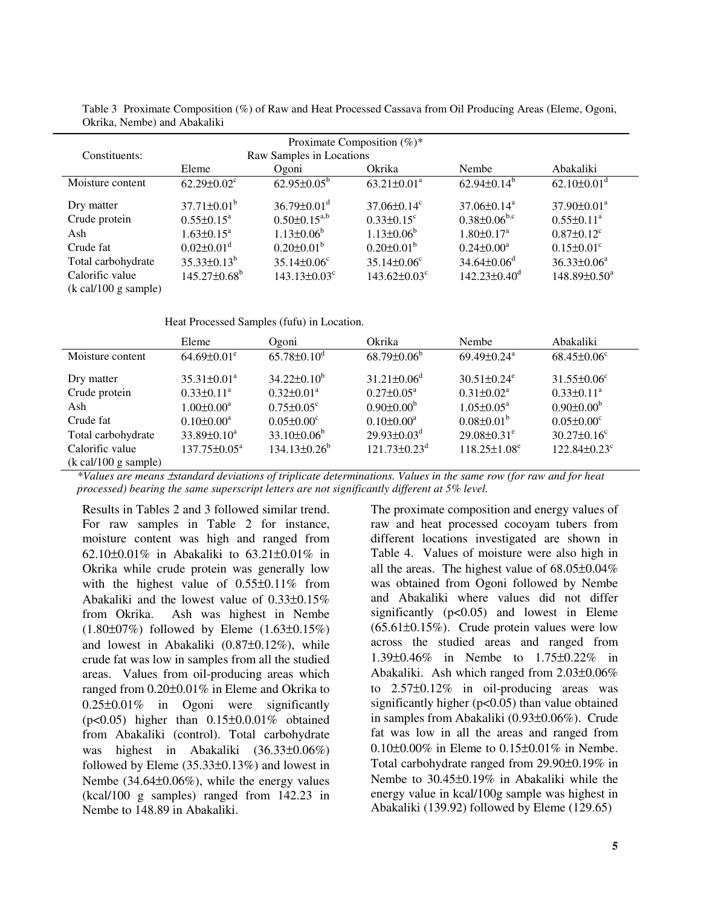Table 3 Proximate Composition (%) of Raw and Heat Processed Cassava from Oil Producing Areas (Eleme, Ogoni, Okrika, Nembe) and Abakaliki

| Constituents: | Proximate Composition (%)* Raw Samples in Locations | | | | |
|---|---|---|---|---|---|
| | Eleme | Ogoni | Okrika | Nembe | Abakaliki |
| Moisture content | 62.29±0.02$^{c}$ | 62.95±0.05$^{b}$ | 63.21±0.01$^{a}$ | 62.94±0.14$^{b}$ | 62.10±0.01$^{d}$ |
| Dry matter | 37.71±0.01$^{b}$ | 36.79±0.01$^{d}$ | 37.06±0.14$^{c}$ | 37.06±0.14$^{a}$ | 37.90±0.01$^{a}$ |
| Crude protein | 0.55±0.15$^{a}$ | 0.50±0.15$^{a,b}$ | 0.33±0.15$^{c}$ | 0.38±0.06$^{b,c}$ | 0.55±0.11$^{a}$ |
| Ash | 1.63±0.15$^{a}$ | 1.13±0.06$^{b}$ | 1.13±0.06$^{b}$ | 1.80±0.17$^{a}$ | 0.87±0.12$^{c}$ |
| Crude fat | 0.02±0.01$^{d}$ | 0.20±0.01$^{b}$ | 0.20±0.01$^{b}$ | 0.24±0.00$^{a}$ | 0.15±0.01$^{c}$ |
| Total carbohydrate | 35.33±0.13$^{b}$ | 35.14±0.06$^{c}$ | 35.14±0.06$^{c}$ | 34.64±0.06$^{d}$ | 36.33±0.06$^{a}$ |
| Calorific value (k cal/100 g sample) | 145.27±0.68$^{b}$ | 143.13±0.03$^{c}$ | 143.62±0.03$^{c}$ | 142.23±0.40$^{d}$ | 148.89±0.50$^{a}$ |

Heat Processed Samples (fufu) in Location.

| | Eleme | Ogoni | Okrika | Nembe | Abakaliki |
|---|---|---|---|---|---|
| Moisture content | 64.69±0.01$^{e}$ | 65.78±0.10$^{d}$ | 68.79±0.06$^{b}$ | 69.49±0.24$^{a}$ | 68.45±0.06$^{c}$ |
| Dry matter | 35.31±0.01$^{a}$ | 34.22±0.10$^{b}$ | 31.21±0.06$^{d}$ | 30.51±0.24$^{e}$ | 31.55±0.06$^{c}$ |
| Crude protein | 0.33±0.11$^{a}$ | 0.32±0.01$^{a}$ | 0.27±0.05$^{a}$ | 0.31±0.02$^{a}$ | 0.33±0.11$^{a}$ |
| Ash | 1.00±0.00$^{a}$ | 0.75±0.05$^{c}$ | 0.90±0.00$^{b}$ | 1.05±0.05$^{a}$ | 0.90±0.00$^{b}$ |
| Crude fat | 0.10±0.00$^{a}$ | 0.05±0.00$^{c}$ | 0.10±0.00$^{a}$ | 0.08±0.01$^{b}$ | 0.05±0.00$^{c}$ |
| Total carbohydrate | 33.89±0.10$^{a}$ | 33.10±0.06$^{b}$ | 29.93±0.03$^{d}$ | 29.08±0.31$^{e}$ | 30.27±0.16$^{c}$ |
| Calorific value (k cal/100 g sample) | 137.75±0.05$^{a}$ | 134.13±0.26$^{b}$ | 121.73±0.23$^{d}$ | 118.25±1.08$^{e}$ | 122.84±0.23$^{c}$ |

*\*Values are means ±standard deviations of triplicate determinations. Values in the same row (for raw and for heat processed) bearing the same superscript letters are not significantly different at 5% level.*

Results in Tables 2 and 3 followed similar trend. For raw samples in Table 2 for instance, moisture content was high and ranged from 62.10±0.01% in Abakaliki to 63.21±0.01% in Okrika while crude protein was generally low with the highest value of 0.55±0.11% from Abakaliki and the lowest value of 0.33±0.15% from Okrika. Ash was highest in Nembe (1.80±07%) followed by Eleme (1.63±0.15%) and lowest in Abakaliki (0.87±0.12%), while crude fat was low in samples from all the studied areas. Values from oil-producing areas which ranged from 0.20±0.01% in Eleme and Okrika to 0.25±0.01% in Ogoni were significantly ($p<0.05$) higher than 0.15±0.0.01% obtained from Abakaliki (control). Total carbohydrate was highest in Abakaliki (36.33±0.06%) followed by Eleme (35.33±0.13%) and lowest in Nembe (34.64±0.06%), while the energy values (kcal/100 g samples) ranged from 142.23 in Nembe to 148.89 in Abakaliki.

The proximate composition and energy values of raw and heat processed cocoyam tubers from different locations investigated are shown in Table 4. Values of moisture were also high in all the areas. The highest value of 68.05±0.04% was obtained from Ogoni followed by Nembe and Abakaliki where values did not differ significantly ($p<0.05$) and lowest in Eleme (65.61±0.15%). Crude protein values were low across the studied areas and ranged from 1.39±0.46% in Nembe to 1.75±0.22% in Abakaliki. Ash which ranged from 2.03±0.06% to 2.57±0.12% in oil-producing areas was significantly higher ($p<0.05$) than value obtained in samples from Abakaliki (0.93±0.06%). Crude fat was low in all the areas and ranged from 0.10±0.00% in Eleme to 0.15±0.01% in Nembe. Total carbohydrate ranged from 29.90±0.19% in Nembe to 30.45±0.19% in Abakaliki while the energy value in kcal/100g sample was highest in Abakaliki (139.92) followed by Eleme (129.65)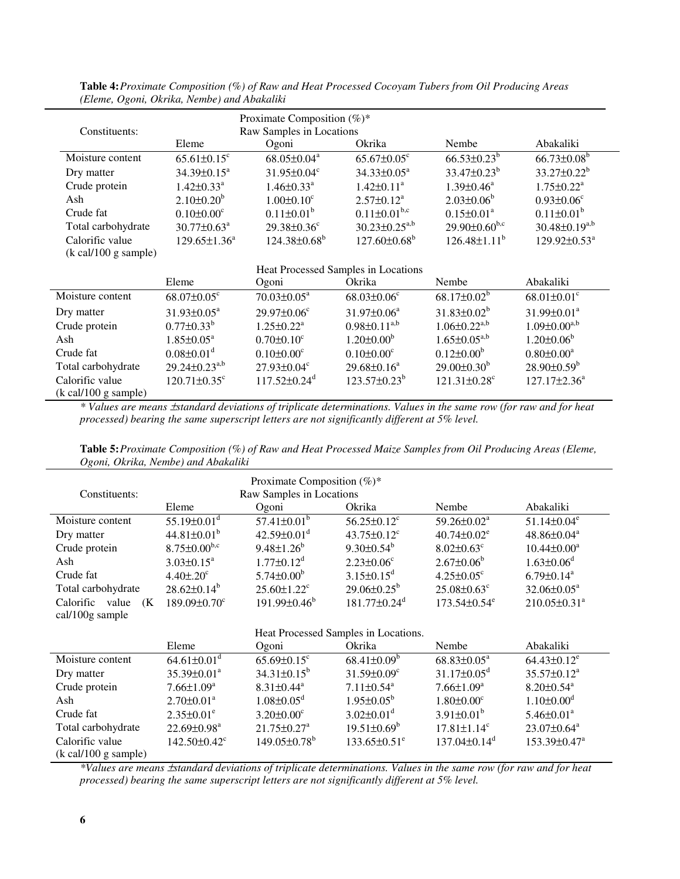**Table 4:** *Proximate Composition (%) of Raw and Heat Processed Cocoyam Tubers from Oil Producing Areas (Eleme, Ogoni, Okrika, Nembe) and Abakaliki*

| Constituents: | Proximate Composition (%)* | | | | |
|---|---|---|---|---|---|
| | Raw Samples in Locations | | | | |
| | Eleme | Ogoni | Okrika | Nembe | Abakaliki |
| Moisture content | 65.61±0.15$^{c}$ | 68.05±0.04$^{a}$ | 65.67±0.05$^{c}$ | 66.53±0.23$^{b}$ | 66.73±0.08$^{b}$ |
| Dry matter | 34.39±0.15$^{a}$ | 31.95±0.04$^{c}$ | 34.33±0.05$^{a}$ | 33.47±0.23$^{b}$ | 33.27±0.22$^{b}$ |
| Crude protein | 1.42±0.33$^{a}$ | 1.46±0.33$^{a}$ | 1.42±0.11$^{a}$ | 1.39±0.46$^{a}$ | 1.75±0.22$^{a}$ |
| Ash | 2.10±0.20$^{b}$ | 1.00±0.10$^{c}$ | 2.57±0.12$^{a}$ | 2.03±0.06$^{b}$ | 0.93±0.06$^{c}$ |
| Crude fat | 0.10±0.00$^{c}$ | 0.11±0.01$^{b}$ | 0.11±0.01$^{b,c}$ | 0.15±0.01$^{a}$ | 0.11±0.01$^{b}$ |
| Total carbohydrate | 30.77±0.63$^{a}$ | 29.38±0.36$^{c}$ | 30.23±0.25$^{a,b}$ | 29.90±0.60$^{b,c}$ | 30.48±0.19$^{a,b}$ |
| Calorific value (k cal/100 g sample) | 129.65±1.36$^{a}$ | 124.38±0.68$^{b}$ | 127.60±0.68$^{b}$ | 126.48±1.11$^{b}$ | 129.92±0.53$^{a}$ |
| | Heat Processed Samples in Locations | | | | |
| | Eleme | Ogoni | Okrika | Nembe | Abakaliki |
| Moisture content | 68.07±0.05$^{c}$ | 70.03±0.05$^{a}$ | 68.03±0.06$^{c}$ | 68.17±0.02$^{b}$ | 68.01±0.01$^{c}$ |
| Dry matter | 31.93±0.05$^{a}$ | 29.97±0.06$^{c}$ | 31.97±0.06$^{a}$ | 31.83±0.02$^{b}$ | 31.99±0.01$^{a}$ |
| Crude protein | 0.77±0.33$^{b}$ | 1.25±0.22$^{a}$ | 0.98±0.11$^{a,b}$ | 1.06±0.22$^{a,b}$ | 1.09±0.00$^{a,b}$ |
| Ash | 1.85±0.05$^{a}$ | 0.70±0.10$^{c}$ | 1.20±0.00$^{b}$ | 1.65±0.05$^{a,b}$ | 1.20±0.06$^{b}$ |
| Crude fat | 0.08±0.01$^{d}$ | 0.10±0.00$^{c}$ | 0.10±0.00$^{c}$ | 0.12±0.00$^{b}$ | 0.80±0.00$^{a}$ |
| Total carbohydrate | 29.24±0.23$^{a,b}$ | 27.93±0.04$^{c}$ | 29.68±0.16$^{a}$ | 29.00±0.30$^{b}$ | 28.90±0.59$^{b}$ |
| Calorific value (k cal/100 g sample) | 120.71±0.35$^{c}$ | 117.52±0.24$^{d}$ | 123.57±0.23$^{b}$ | 121.31±0.28$^{c}$ | 127.17±2.36$^{a}$ |

*\* Values are means ±standard deviations of triplicate determinations. Values in the same row (for raw and for heat processed) bearing the same superscript letters are not significantly different at 5% level.*

**Table 5:** *Proximate Composition (%) of Raw and Heat Processed Maize Samples from Oil Producing Areas (Eleme, Ogoni, Okrika, Nembe) and Abakaliki*

| Constituents: | Proximate Composition (%)* | | | | |
|---|---|---|---|---|---|
| | Raw Samples in Locations | | | | |
| | Eleme | Ogoni | Okrika | Nembe | Abakaliki |
| Moisture content | 55.19±0.01$^{d}$ | 57.41±0.01$^{b}$ | 56.25±0.12$^{c}$ | 59.26±0.02$^{a}$ | 51.14±0.04$^{e}$ |
| Dry matter | 44.81±0.01$^{b}$ | 42.59±0.01$^{d}$ | 43.75±0.12$^{c}$ | 40.74±0.02$^{e}$ | 48.86±0.04$^{a}$ |
| Crude protein | 8.75±0.00$^{b,c}$ | 9.48±1.26$^{b}$ | 9.30±0.54$^{b}$ | 8.02±0.63$^{c}$ | 10.44±0.00$^{a}$ |
| Ash | 3.03±0.15$^{a}$ | 1.77±0.12$^{d}$ | 2.23±0.06$^{c}$ | 2.67±0.06$^{b}$ | 1.63±0.06$^{d}$ |
| Crude fat | 4.40±.20$^{c}$ | 5.74±0.00$^{b}$ | 3.15±0.15$^{d}$ | 4.25±0.05$^{c}$ | 6.79±0.14$^{a}$ |
| Total carbohydrate | 28.62±0.14$^{b}$ | 25.60±1.22$^{c}$ | 29.06±0.25$^{b}$ | 25.08±0.63$^{c}$ | 32.06±0.05$^{a}$ |
| Calorific value (K cal/100g sample | 189.09±0.70$^{c}$ | 191.99±0.46$^{b}$ | 181.77±0.24$^{d}$ | 173.54±0.54$^{e}$ | 210.05±0.31$^{a}$ |
| | Heat Processed Samples in Locations. | | | | |
| | Eleme | Ogoni | Okrika | Nembe | Abakaliki |
| Moisture content | 64.61±0.01$^{d}$ | 65.69±0.15$^{c}$ | 68.41±0.09$^{b}$ | 68.83±0.05$^{a}$ | 64.43±0.12$^{e}$ |
| Dry matter | 35.39±0.01$^{a}$ | 34.31±0.15$^{b}$ | 31.59±0.09$^{c}$ | 31.17±0.05$^{d}$ | 35.57±0.12$^{a}$ |
| Crude protein | 7.66±1.09$^{a}$ | 8.31±0.44$^{a}$ | 7.11±0.54$^{a}$ | 7.66±1.09$^{a}$ | 8.20±0.54$^{a}$ |
| Ash | 2.70±0.01$^{a}$ | 1.08±0.05$^{d}$ | 1.95±0.05$^{b}$ | 1.80±0.00$^{c}$ | 1.10±0.00$^{d}$ |
| Crude fat | 2.35±0.01$^{e}$ | 3.20±0.00$^{c}$ | 3.02±0.01$^{d}$ | 3.91±0.01$^{b}$ | 5.46±0.01$^{a}$ |
| Total carbohydrate | 22.69±0.98$^{a}$ | 21.75±0.27$^{a}$ | 19.51±0.69$^{b}$ | 17.81±1.14$^{c}$ | 23.07±0.64$^{a}$ |
| Calorific value (k cal/100 g sample) | 142.50±0.42$^{c}$ | 149.05±0.78$^{b}$ | 133.65±0.51$^{e}$ | 137.04±0.14$^{d}$ | 153.39±0.47$^{a}$ |

*\*Values are means ±standard deviations of triplicate determinations. Values in the same row (for raw and for heat processed) bearing the same superscript letters are not significantly different at 5% level.*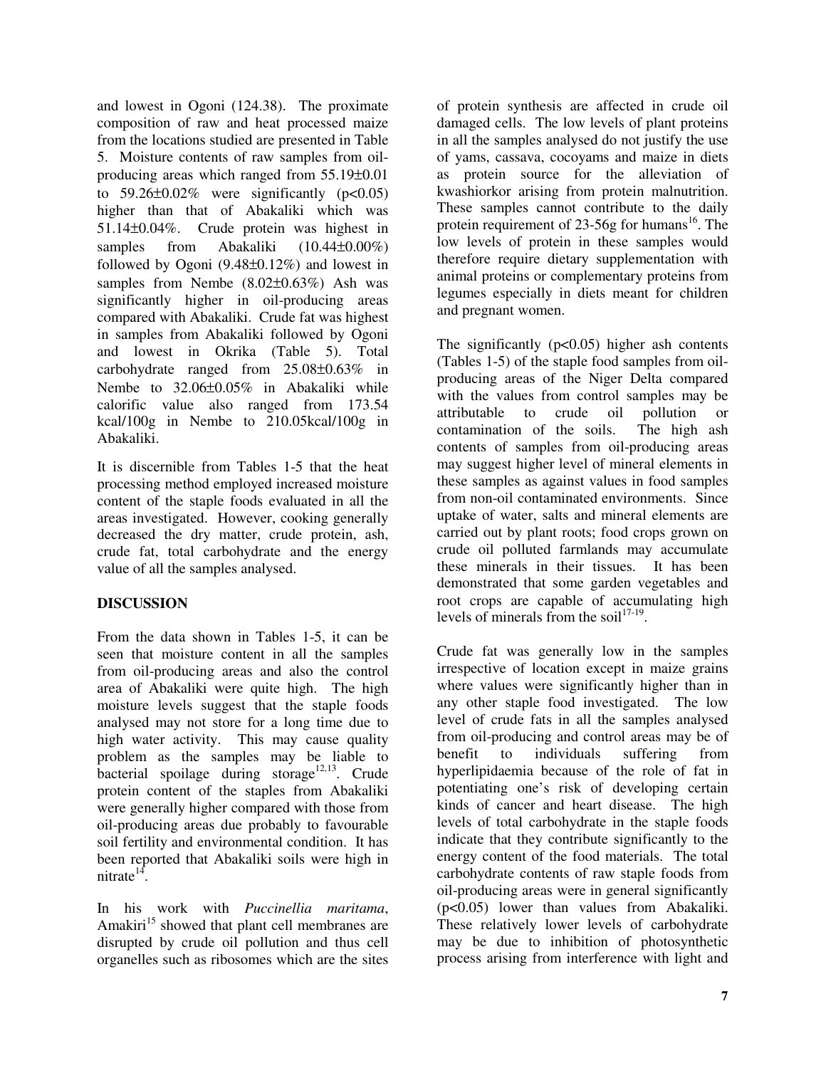and lowest in Ogoni (124.38). The proximate composition of raw and heat processed maize from the locations studied are presented in Table 5. Moisture contents of raw samples from oil-producing areas which ranged from 55.19±0.01 to 59.26±0.02% were significantly ($p<0.05$) higher than that of Abakaliki which was 51.14±0.04%. Crude protein was highest in samples from Abakaliki (10.44±0.00%) followed by Ogoni (9.48±0.12%) and lowest in samples from Nembe (8.02±0.63%) Ash was significantly higher in oil-producing areas compared with Abakaliki. Crude fat was highest in samples from Abakaliki followed by Ogoni and lowest in Okrika (Table 5). Total carbohydrate ranged from 25.08±0.63% in Nembe to 32.06±0.05% in Abakaliki while calorific value also ranged from 173.54 kcal/100g in Nembe to 210.05kcal/100g in Abakaliki.

It is discernible from Tables 1-5 that the heat processing method employed increased moisture content of the staple foods evaluated in all the areas investigated. However, cooking generally decreased the dry matter, crude protein, ash, crude fat, total carbohydrate and the energy value of all the samples analysed.

## DISCUSSION

From the data shown in Tables 1-5, it can be seen that moisture content in all the samples from oil-producing areas and also the control area of Abakaliki were quite high. The high moisture levels suggest that the staple foods analysed may not store for a long time due to high water activity. This may cause quality problem as the samples may be liable to bacterial spoilage during storage[12,13]. Crude protein content of the staples from Abakaliki were generally higher compared with those from oil-producing areas due probably to favourable soil fertility and environmental condition. It has been reported that Abakaliki soils were high in nitrate[14].

In his work with *Puccinellia maritama*, Amakiri[15] showed that plant cell membranes are disrupted by crude oil pollution and thus cell organelles such as ribosomes which are the sites of protein synthesis are affected in crude oil damaged cells. The low levels of plant proteins in all the samples analysed do not justify the use of yams, cassava, cocoyams and maize in diets as protein source for the alleviation of kwashiorkor arising from protein malnutrition. These samples cannot contribute to the daily protein requirement of 23-56g for humans[16]. The low levels of protein in these samples would therefore require dietary supplementation with animal proteins or complementary proteins from legumes especially in diets meant for children and pregnant women.

The significantly ($p<0.05$) higher ash contents (Tables 1-5) of the staple food samples from oil-producing areas of the Niger Delta compared with the values from control samples may be attributable to crude oil pollution or contamination of the soils. The high ash contents of samples from oil-producing areas may suggest higher level of mineral elements in these samples as against values in food samples from non-oil contaminated environments. Since uptake of water, salts and mineral elements are carried out by plant roots; food crops grown on crude oil polluted farmlands may accumulate these minerals in their tissues. It has been demonstrated that some garden vegetables and root crops are capable of accumulating high levels of minerals from the soil[17-19].

Crude fat was generally low in the samples irrespective of location except in maize grains where values were significantly higher than in any other staple food investigated. The low level of crude fats in all the samples analysed from oil-producing and control areas may be of benefit to individuals suffering from hyperlipidaemia because of the role of fat in potentiating one's risk of developing certain kinds of cancer and heart disease. The high levels of total carbohydrate in the staple foods indicate that they contribute significantly to the energy content of the food materials. The total carbohydrate contents of raw staple foods from oil-producing areas were in general significantly ($p<0.05$) lower than values from Abakaliki. These relatively lower levels of carbohydrate may be due to inhibition of photosynthetic process arising from interference with light and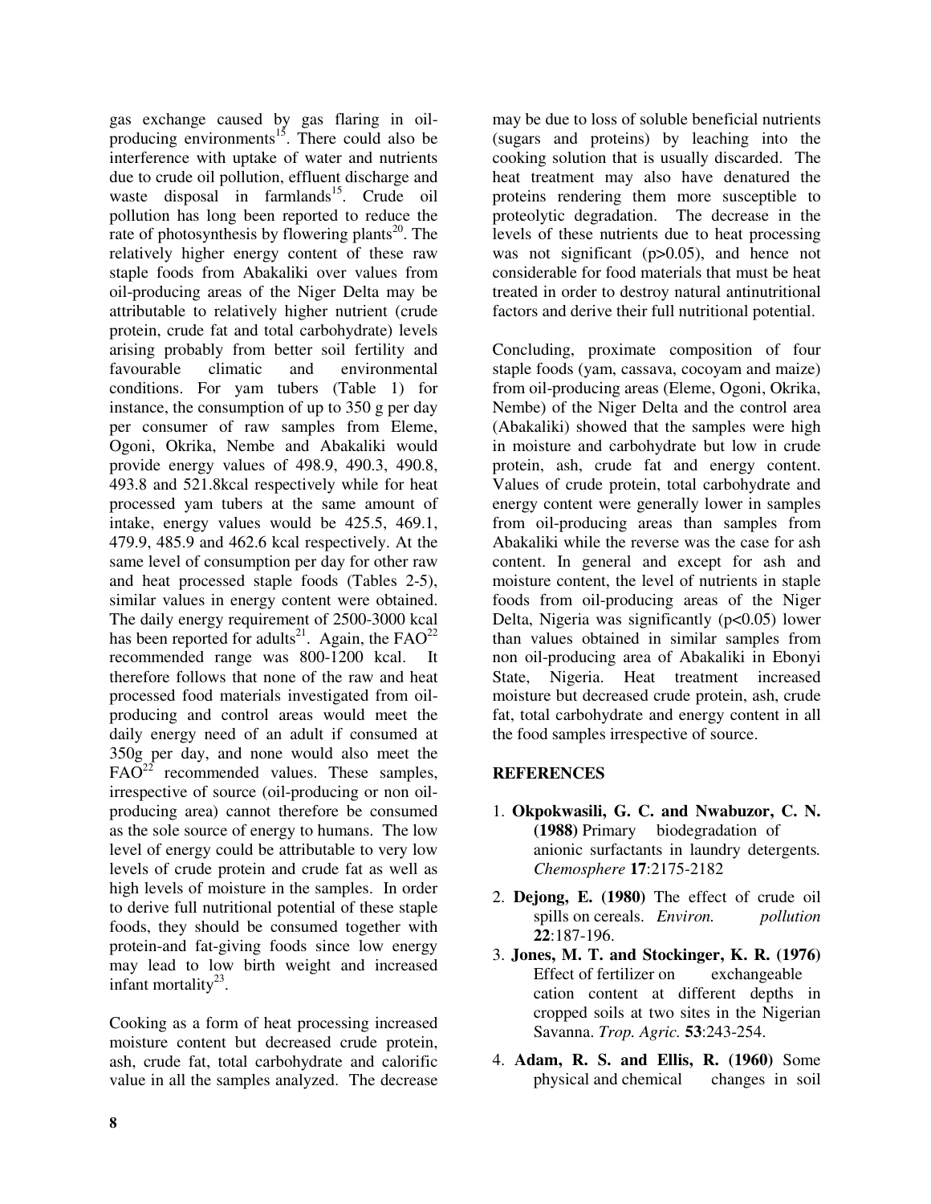gas exchange caused by gas flaring in oil-producing environments[15]. There could also be interference with uptake of water and nutrients due to crude oil pollution, effluent discharge and waste disposal in farmlands[15]. Crude oil pollution has long been reported to reduce the rate of photosynthesis by flowering plants[20]. The relatively higher energy content of these raw staple foods from Abakaliki over values from oil-producing areas of the Niger Delta may be attributable to relatively higher nutrient (crude protein, crude fat and total carbohydrate) levels arising probably from better soil fertility and favourable climatic and environmental conditions. For yam tubers (Table 1) for instance, the consumption of up to 350 g per day per consumer of raw samples from Eleme, Ogoni, Okrika, Nembe and Abakaliki would provide energy values of 498.9, 490.3, 490.8, 493.8 and 521.8kcal respectively while for heat processed yam tubers at the same amount of intake, energy values would be 425.5, 469.1, 479.9, 485.9 and 462.6 kcal respectively. At the same level of consumption per day for other raw and heat processed staple foods (Tables 2-5), similar values in energy content were obtained. The daily energy requirement of 2500-3000 kcal has been reported for adults[21]. Again, the FAO[22] recommended range was 800-1200 kcal. It therefore follows that none of the raw and heat processed food materials investigated from oil-producing and control areas would meet the daily energy need of an adult if consumed at 350g per day, and none would also meet the FAO[22] recommended values. These samples, irrespective of source (oil-producing or non oil-producing area) cannot therefore be consumed as the sole source of energy to humans. The low level of energy could be attributable to very low levels of crude protein and crude fat as well as high levels of moisture in the samples. In order to derive full nutritional potential of these staple foods, they should be consumed together with protein-and fat-giving foods since low energy may lead to low birth weight and increased infant mortality[23].

Cooking as a form of heat processing increased moisture content but decreased crude protein, ash, crude fat, total carbohydrate and calorific value in all the samples analyzed. The decrease may be due to loss of soluble beneficial nutrients (sugars and proteins) by leaching into the cooking solution that is usually discarded. The heat treatment may also have denatured the proteins rendering them more susceptible to proteolytic degradation. The decrease in the levels of these nutrients due to heat processing was not significant ($p>0.05$), and hence not considerable for food materials that must be heat treated in order to destroy natural antinutritional factors and derive their full nutritional potential.

Concluding, proximate composition of four staple foods (yam, cassava, cocoyam and maize) from oil-producing areas (Eleme, Ogoni, Okrika, Nembe) of the Niger Delta and the control area (Abakaliki) showed that the samples were high in moisture and carbohydrate but low in crude protein, ash, crude fat and energy content. Values of crude protein, total carbohydrate and energy content were generally lower in samples from oil-producing areas than samples from Abakaliki while the reverse was the case for ash content. In general and except for ash and moisture content, the level of nutrients in staple foods from oil-producing areas of the Niger Delta, Nigeria was significantly ($p<0.05$) lower than values obtained in similar samples from non oil-producing area of Abakaliki in Ebonyi State, Nigeria. Heat treatment increased moisture but decreased crude protein, ash, crude fat, total carbohydrate and energy content in all the food samples irrespective of source.

## REFERENCES

1. **Okpokwasili, G. C. and Nwabuzor, C. N. (1988)** Primary biodegradation of anionic surfactants in laundry detergents*. Chemosphere* **17**:2175-2182
2. **Dejong, E. (1980)** The effect of crude oil spills on cereals. *Environ. pollution* **22**:187-196.
3. **Jones, M. T. and Stockinger, K. R. (1976)** Effect of fertilizer on exchangeable cation content at different depths in cropped soils at two sites in the Nigerian Savanna. *Trop. Agric.* **53**:243-254.
4. **Adam, R. S. and Ellis, R. (1960)** Some physical and chemical changes in soil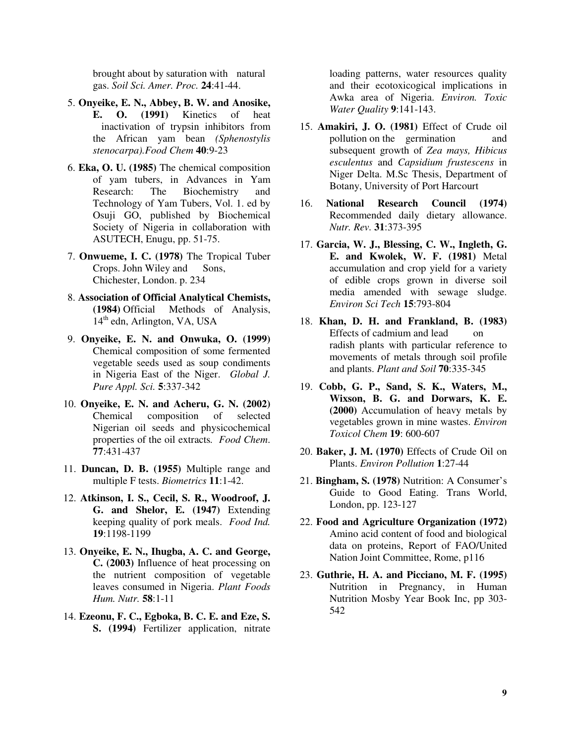brought about by saturation with natural gas. *Soil Sci. Amer. Proc.* **24**:41-44.

5. **Onyeike, E. N., Abbey, B. W. and Anosike, E. O. (1991)** Kinetics of heat inactivation of trypsin inhibitors from the African yam bean *(Sphenostylis stenocarpa).Food Chem* **40**:9-23

6. **Eka, O. U. (1985)** The chemical composition of yam tubers, in Advances in Yam Research: The Biochemistry and Technology of Yam Tubers, Vol. 1. ed by Osuji GO, published by Biochemical Society of Nigeria in collaboration with ASUTECH, Enugu, pp. 51-75.

7. **Onwueme, I. C. (1978)** The Tropical Tuber Crops. John Wiley and Sons, Chichester, London. p. 234

8. **Association of Official Analytical Chemists, (1984)** Official Methods of Analysis, 14th edn, Arlington, VA, USA

9. **Onyeike, E. N. and Onwuka, O. (1999)** Chemical composition of some fermented vegetable seeds used as soup condiments in Nigeria East of the Niger. *Global J. Pure Appl. Sci.* **5**:337-342

10. **Onyeike, E. N. and Acheru, G. N. (2002)** Chemical composition of selected Nigerian oil seeds and physicochemical properties of the oil extracts. *Food Chem*. **77**:431-437

11. **Duncan, D. B. (1955)** Multiple range and multiple F tests. *Biometrics* **11**:1-42.

12. **Atkinson, I. S., Cecil, S. R., Woodroof, J. G. and Shelor, E. (1947)** Extending keeping quality of pork meals. *Food Ind.* **19**:1198-1199

13. **Onyeike, E. N., Ihugba, A. C. and George, C. (2003)** Influence of heat processing on the nutrient composition of vegetable leaves consumed in Nigeria. *Plant Foods Hum. Nutr.* **58**:1-11

14. **Ezeonu, F. C., Egboka, B. C. E. and Eze, S. S. (1994)** Fertilizer application, nitrate loading patterns, water resources quality and their ecotoxicogical implications in Awka area of Nigeria. *Environ. Toxic Water Quality* **9**:141-143.

15. **Amakiri, J. O. (1981)** Effect of Crude oil pollution on the germination and subsequent growth of *Zea mays, Hibicus esculentus* and *Capsidium frustescens* in Niger Delta. M.Sc Thesis, Department of Botany, University of Port Harcourt

16. **National Research Council (1974)** Recommended daily dietary allowance. *Nutr. Rev.* **31**:373-395

17. **Garcia, W. J., Blessing, C. W., Ingleth, G. E. and Kwolek, W. F. (1981)** Metal accumulation and crop yield for a variety of edible crops grown in diverse soil media amended with sewage sludge. *Environ Sci Tech* **15**:793-804

18. **Khan, D. H. and Frankland, B. (1983)** Effects of cadmium and lead on radish plants with particular reference to movements of metals through soil profile and plants. *Plant and Soil* **70**:335-345

19. **Cobb, G. P., Sand, S. K., Waters, M., Wixson, B. G. and Dorwars, K. E. (2000)** Accumulation of heavy metals by vegetables grown in mine wastes. *Environ Toxicol Chem* **19**: 600-607

20. **Baker, J. M. (1970)** Effects of Crude Oil on Plants. *Environ Pollution* **1**:27-44

21. **Bingham, S. (1978)** Nutrition: A Consumer's Guide to Good Eating. Trans World, London, pp. 123-127

22. **Food and Agriculture Organization (1972)** Amino acid content of food and biological data on proteins, Report of FAO/United Nation Joint Committee, Rome, p116

23. **Guthrie, H. A. and Picciano, M. F. (1995)** Nutrition in Pregnancy, in Human Nutrition Mosby Year Book Inc, pp 303-542